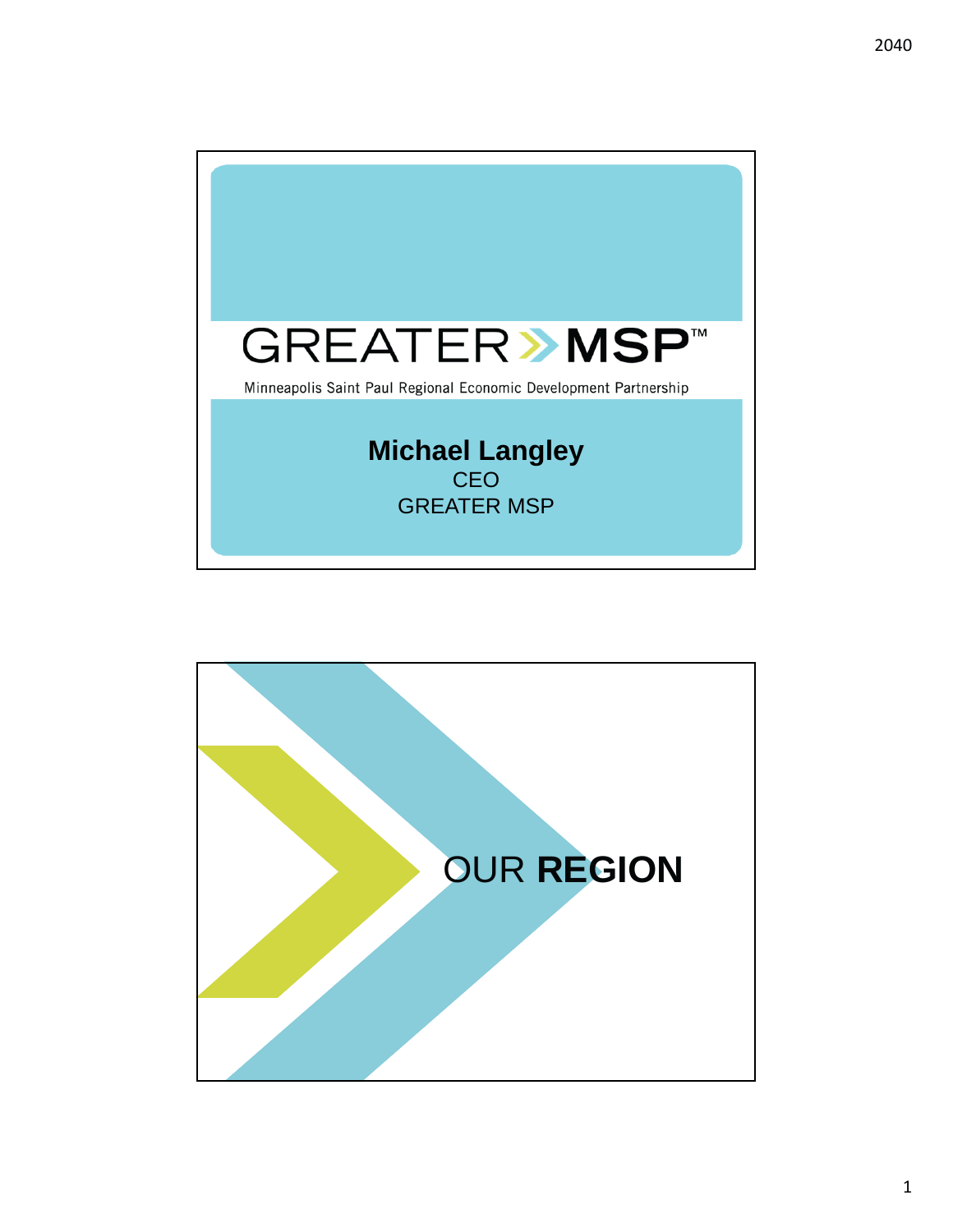# GREATER MSP™

Minneapolis Saint Paul Regional Economic Development Partnership

**Michael Langley**
CEO
GREATER MSP

# OUR **REGION**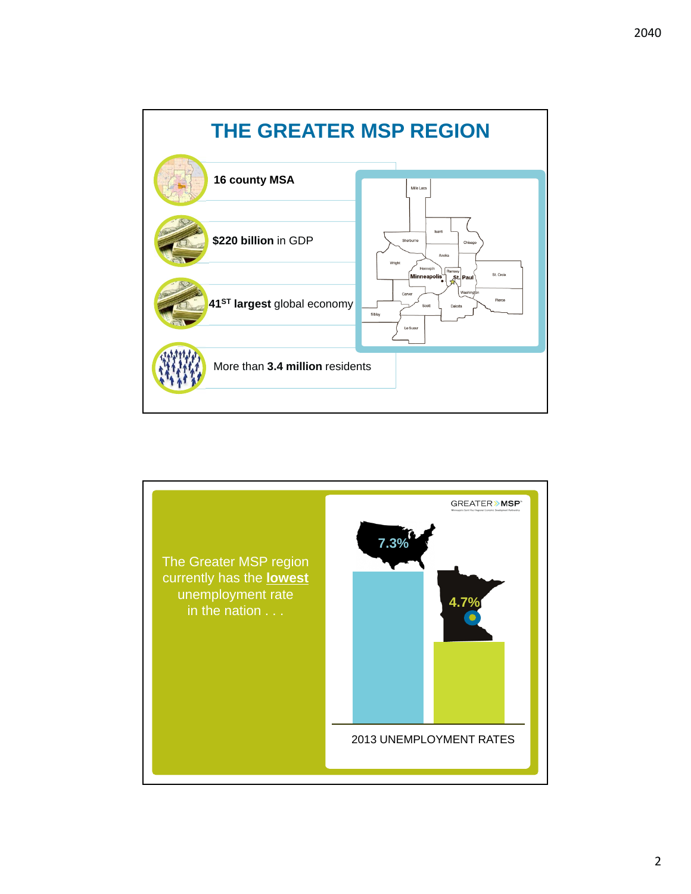# THE GREATER MSP REGION

- **16 county MSA**
- **$220 billion** in GDP
- **41ST largest** global economy
- More than **3.4 million** residents

Mille Lacs, Isanti, Sherburne, Chisago, Anoka, Wright, Hennepin, Ramsey, Minneapolis, St. Paul, St. Croix, Carver, Washington, Pierce, Scott, Dakota, Sibley, Le Sueur

---

The Greater MSP region currently has the **lowest** unemployment rate in the nation . . .

GREATER MSP

7.3%

4.7%

2013 UNEMPLOYMENT RATES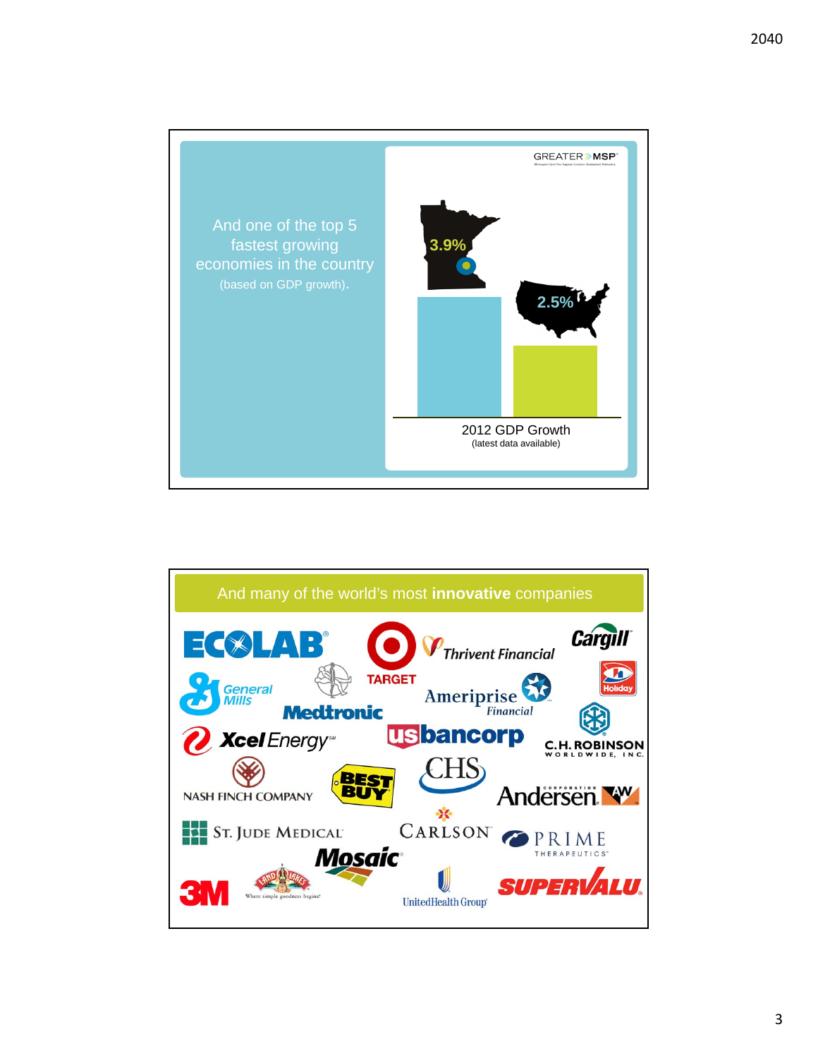And one of the top 5 fastest growing economies in the country (based on GDP growth).

GREATER MSP

3.9%

2.5%

2012 GDP Growth
(latest data available)

## And many of the world's most **innovative** companies

ECOLAB, TARGET, Thrivent Financial, Cargill, General Mills, Medtronic, Ameriprise Financial, Holiday, Xcel Energy, us bancorp, C.H. ROBINSON WORLDWIDE, INC., NASH FINCH COMPANY, BEST BUY, CHS, Andersen Corporation, ST. JUDE MEDICAL, CARLSON, PRIME THERAPEUTICS, Mosaic, 3M, Land O'Lakes (Where simple goodness begins), UnitedHealth Group, SUPERVALU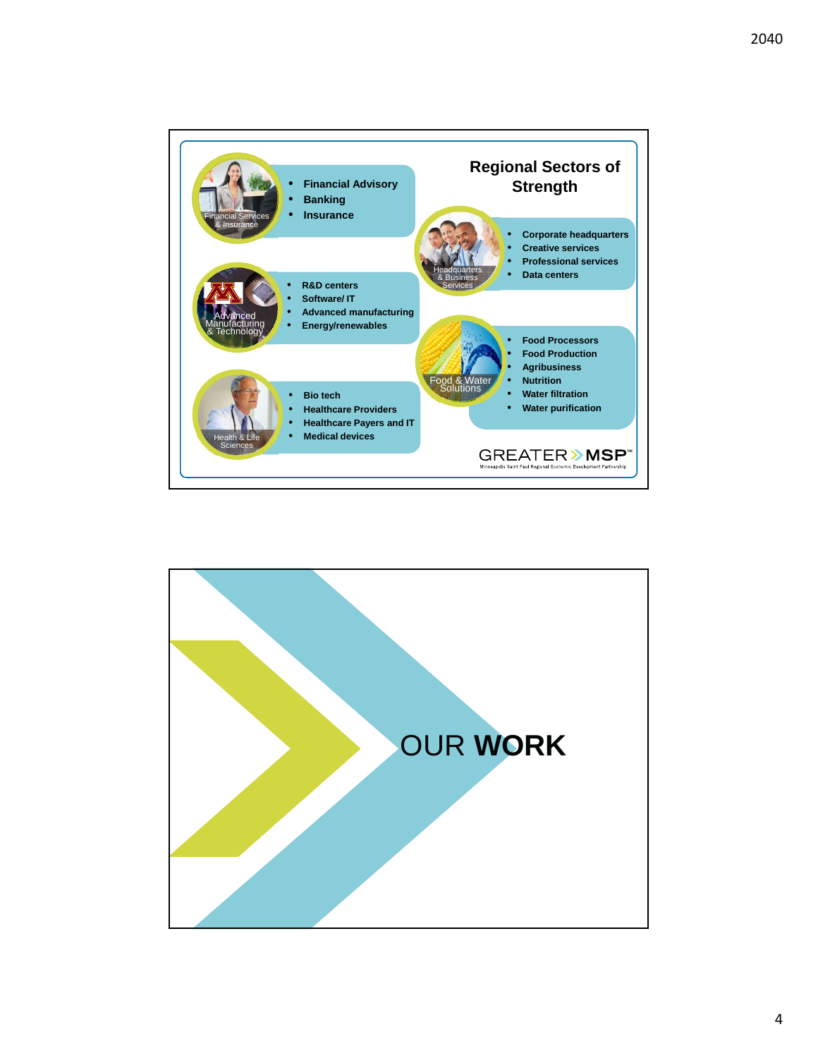## Regional Sectors of Strength

**Financial Services & Insurance**

- **Financial Advisory**
- **Banking**
- **Insurance**

**Headquarters & Business Services**

- **Corporate headquarters**
- **Creative services**
- **Professional services**
- **Data centers**

**Advanced Manufacturing & Technology**

- **R&D centers**
- **Software/ IT**
- **Advanced manufacturing**
- **Energy/renewables**

**Food & Water Solutions**

- **Food Processors**
- **Food Production**
- **Agribusiness**
- **Nutrition**
- **Water filtration**
- **Water purification**

**Health & Life Sciences**

- **Bio tech**
- **Healthcare Providers**
- **Healthcare Payers and IT**
- **Medical devices**

GREATER MSP™
Minneapolis Saint Paul Regional Economic Development Partnership

# OUR **WORK**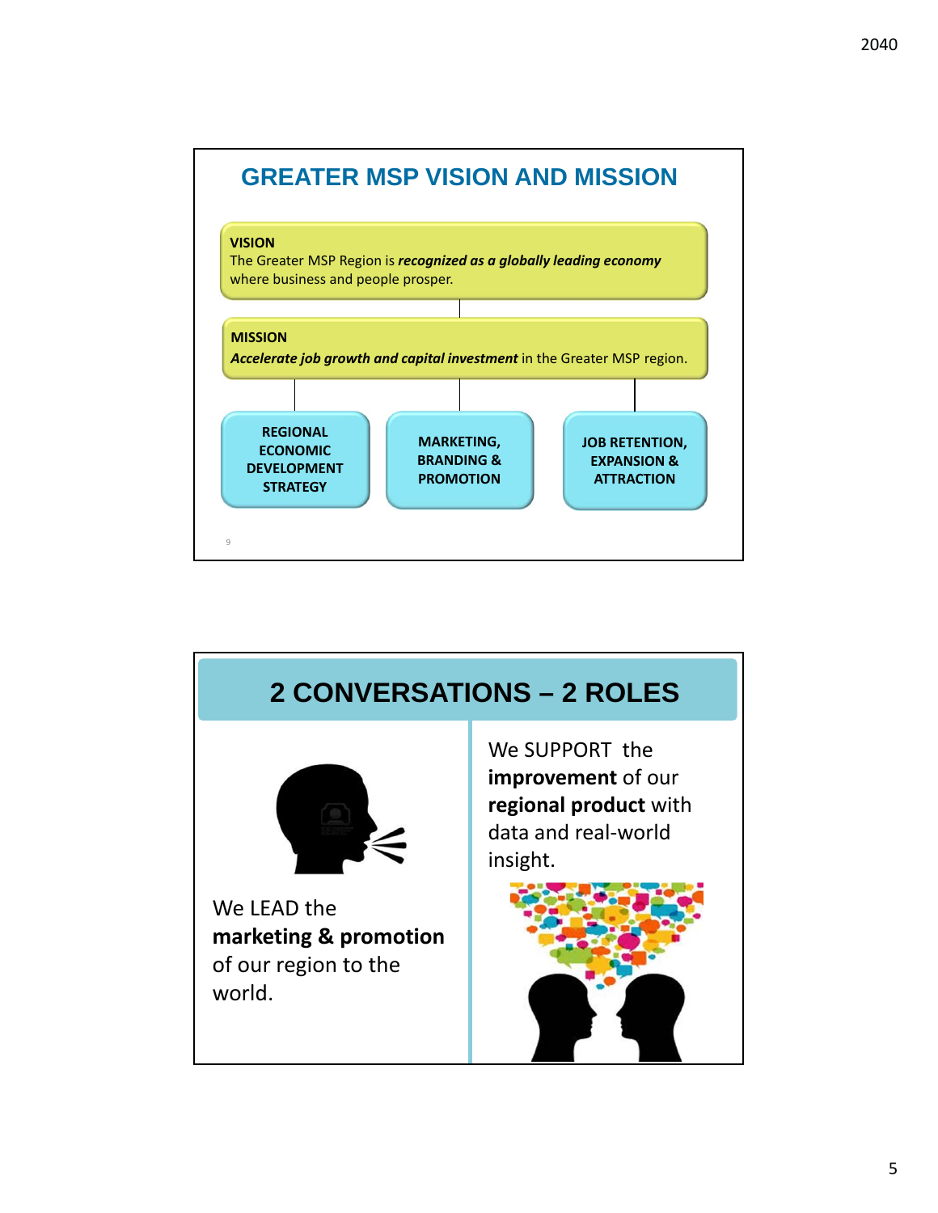## GREATER MSP VISION AND MISSION

**VISION**
The Greater MSP Region is ***recognized as a globally leading economy*** where business and people prosper.

**MISSION**
***Accelerate job growth and capital investment*** in the Greater MSP region.

- **REGIONAL ECONOMIC DEVELOPMENT STRATEGY**
- **MARKETING, BRANDING & PROMOTION**
- **JOB RETENTION, EXPANSION & ATTRACTION**

## 2 CONVERSATIONS – 2 ROLES

We LEAD the **marketing & promotion** of our region to the world.

We SUPPORT the **improvement** of our **regional product** with data and real-world insight.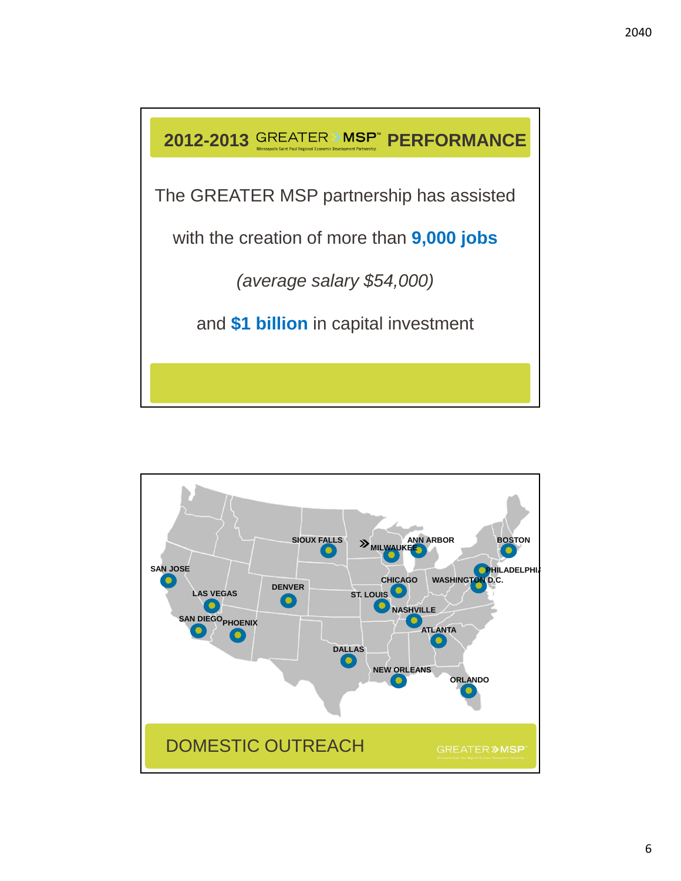## 2012-2013 GREATER MSP PERFORMANCE

The GREATER MSP partnership has assisted

with the creation of more than **9,000 jobs**

*(average salary $54,000)*

and **$1 billion** in capital investment

---

SIOUX FALLS, MILWAUKEE, ANN ARBOR, BOSTON, SAN JOSE, PHILADELPHIA, CHICAGO, WASHINGTON D.C., DENVER, LAS VEGAS, ST. LOUIS, NASHVILLE, SAN DIEGO, PHOENIX, ATLANTA, DALLAS, NEW ORLEANS, ORLANDO

## DOMESTIC OUTREACH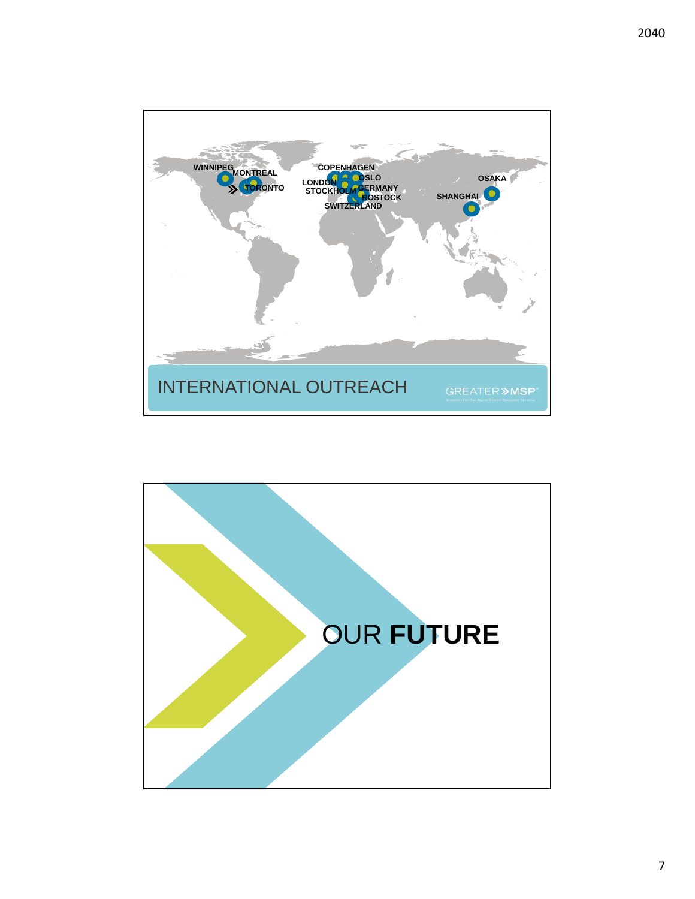WINNIPEG
MONTREAL
TORONTO
COPENHAGEN
LONDON
OSLO
STOCKHOLM
GERMANY
ROSTOCK
SWITZERLAND
OSAKA
SHANGHAI

## INTERNATIONAL OUTREACH

GREATER»MSP

## OUR **FUTURE**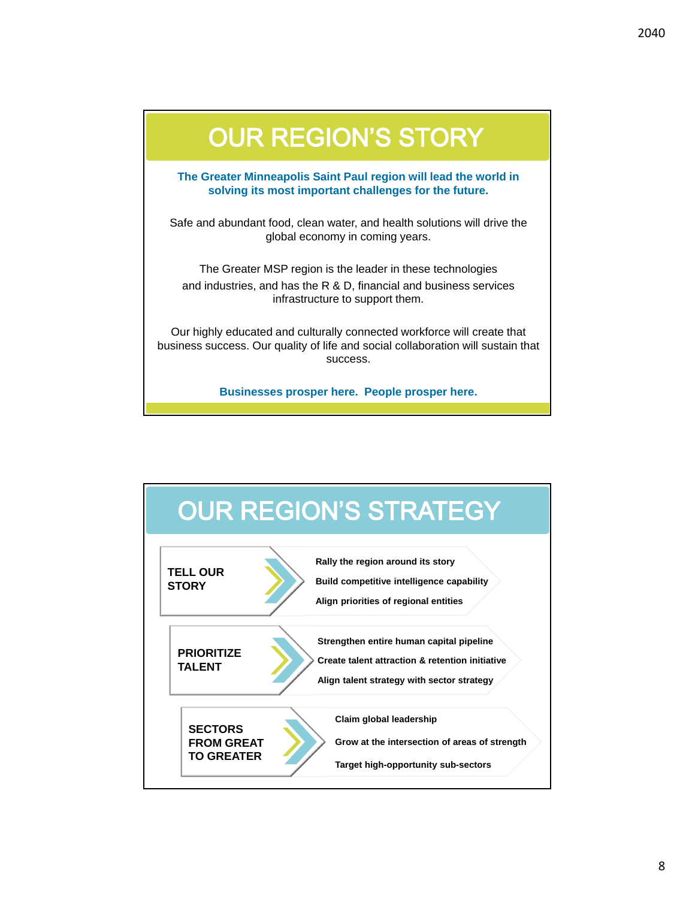# OUR REGION'S STORY

**The Greater Minneapolis Saint Paul region will lead the world in solving its most important challenges for the future.**

Safe and abundant food, clean water, and health solutions will drive the global economy in coming years.

The Greater MSP region is the leader in these technologies and industries, and has the R & D, financial and business services infrastructure to support them.

Our highly educated and culturally connected workforce will create that business success. Our quality of life and social collaboration will sustain that success.

**Businesses prosper here. People prosper here.**

# OUR REGION'S STRATEGY

**TELL OUR STORY**

- Rally the region around its story
- Build competitive intelligence capability
- Align priorities of regional entities

**PRIORITIZE TALENT**

- Strengthen entire human capital pipeline
- Create talent attraction & retention initiative
- Align talent strategy with sector strategy

**SECTORS FROM GREAT TO GREATER**

- Claim global leadership
- Grow at the intersection of areas of strength
- Target high-opportunity sub-sectors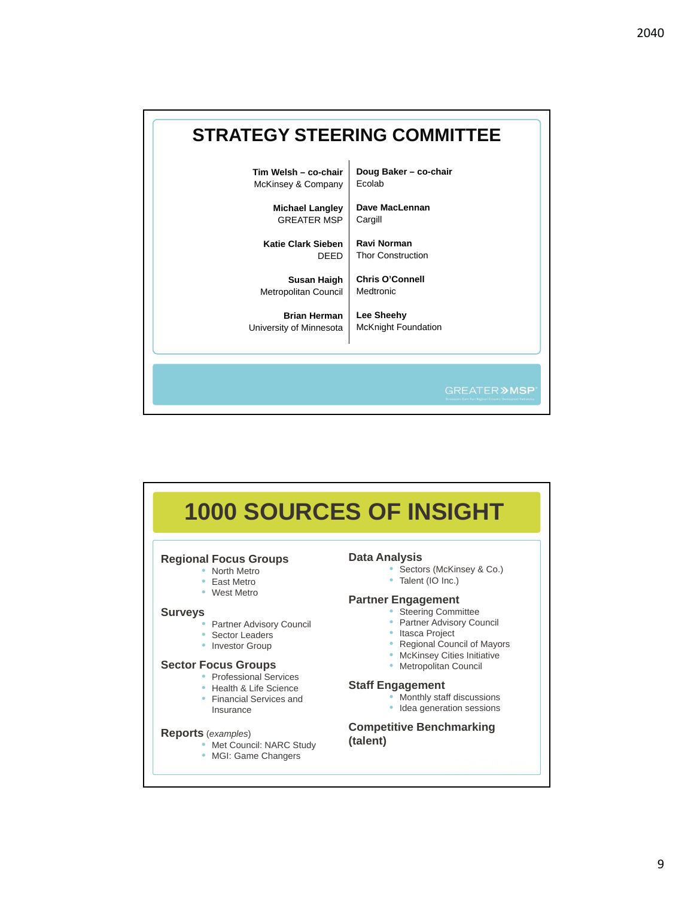# STRATEGY STEERING COMMITTEE

**Tim Welsh – co-chair**
McKinsey & Company

**Doug Baker – co-chair**
Ecolab

**Michael Langley**
GREATER MSP

**Dave MacLennan**
Cargill

**Katie Clark Sieben**
DEED

**Ravi Norman**
Thor Construction

**Susan Haigh**
Metropolitan Council

**Chris O'Connell**
Medtronic

**Brian Herman**
University of Minnesota

**Lee Sheehy**
McKnight Foundation

GREATER MSP

# 1000 SOURCES OF INSIGHT

## Regional Focus Groups

- North Metro
- East Metro
- West Metro

## Surveys

- Partner Advisory Council
- Sector Leaders
- Investor Group

## Sector Focus Groups

- Professional Services
- Health & Life Science
- Financial Services and Insurance

## Reports *(examples)*

- Met Council: NARC Study
- MGI: Game Changers

## Data Analysis

- Sectors (McKinsey & Co.)
- Talent (IO Inc.)

## Partner Engagement

- Steering Committee
- Partner Advisory Council
- Itasca Project
- Regional Council of Mayors
- McKinsey Cities Initiative
- Metropolitan Council

## Staff Engagement

- Monthly staff discussions
- Idea generation sessions

## Competitive Benchmarking (talent)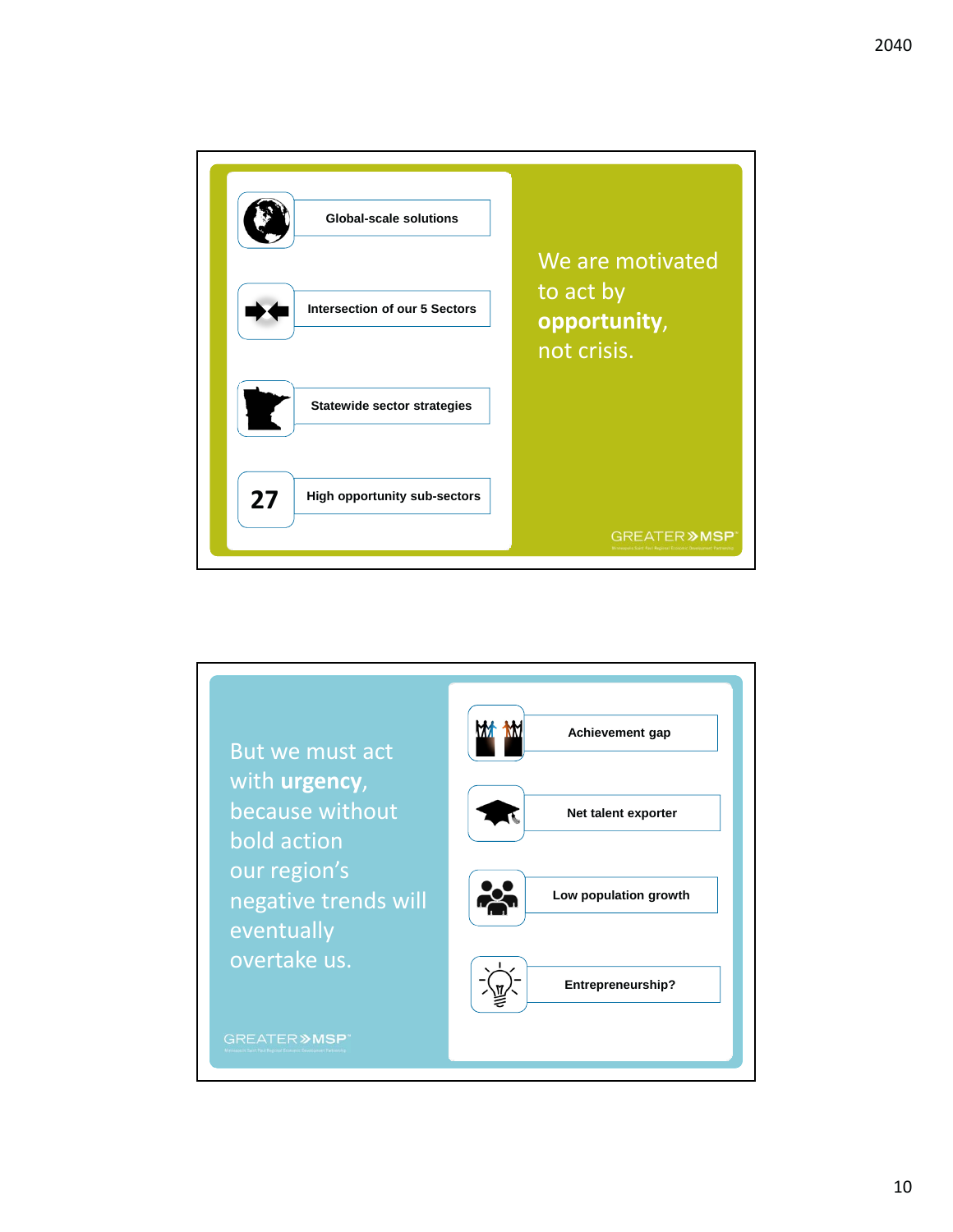Global-scale solutions

Intersection of our 5 Sectors

Statewide sector strategies

27 High opportunity sub-sectors

We are motivated to act by **opportunity**, not crisis.

GREATER MSP

But we must act with **urgency**, because without bold action our region's negative trends will eventually overtake us.

Achievement gap

Net talent exporter

Low population growth

Entrepreneurship?

GREATER MSP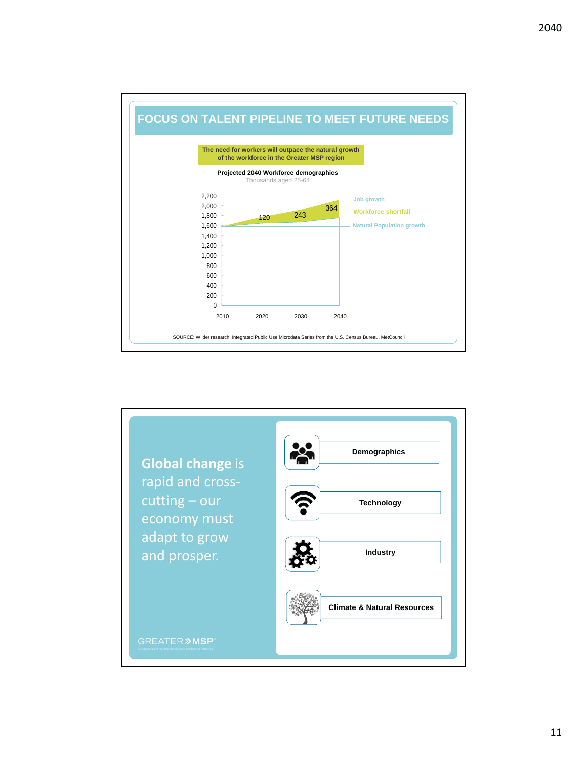## FOCUS ON TALENT PIPELINE TO MEET FUTURE NEEDS

**The need for workers will outpace the natural growth of the workforce in the Greater MSP region**

**Projected 2040 Workforce demographics**
Thousands aged 25-64

| Year | Workforce shortfall |
|---|---|
| 2010 | |
| 2020 | 120 |
| 2030 | 243 |
| 2040 | 364 |

Legend: Job growth; Workforce shortfall; Natural Population growth

SOURCE: Wilder research, Integrated Public Use Microdata Series from the U.S. Census Bureau, MetCouncil

---

**Global change** is rapid and cross-cutting – our economy must adapt to grow and prosper.

- Demographics
- Technology
- Industry
- Climate & Natural Resources

GREATER MSP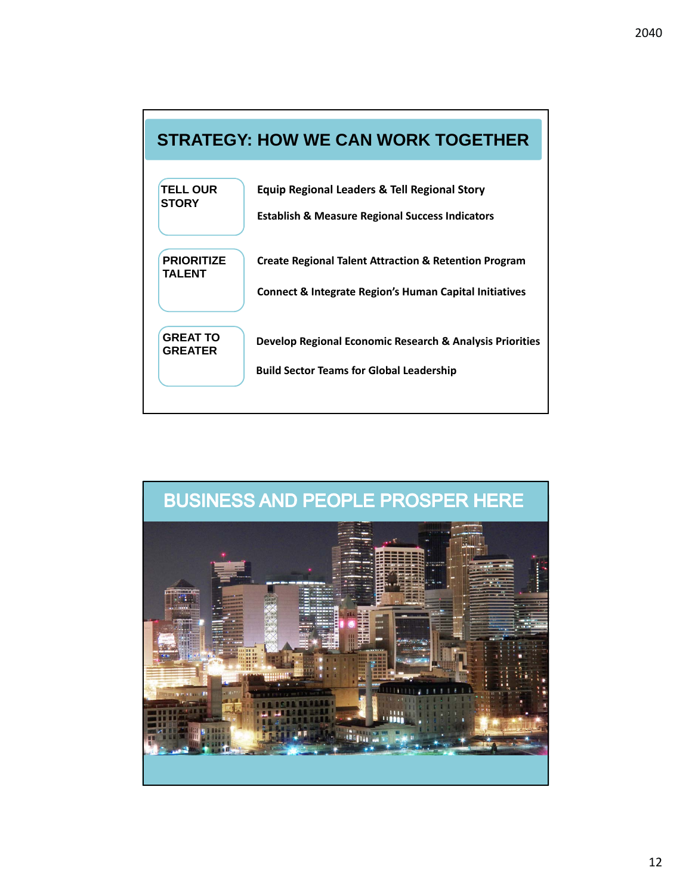## STRATEGY: HOW WE CAN WORK TOGETHER

**TELL OUR STORY**

- Equip Regional Leaders & Tell Regional Story
- Establish & Measure Regional Success Indicators

**PRIORITIZE TALENT**

- Create Regional Talent Attraction & Retention Program
- Connect & Integrate Region's Human Capital Initiatives

**GREAT TO GREATER**

- Develop Regional Economic Research & Analysis Priorities
- Build Sector Teams for Global Leadership

## BUSINESS AND PEOPLE PROSPER HERE